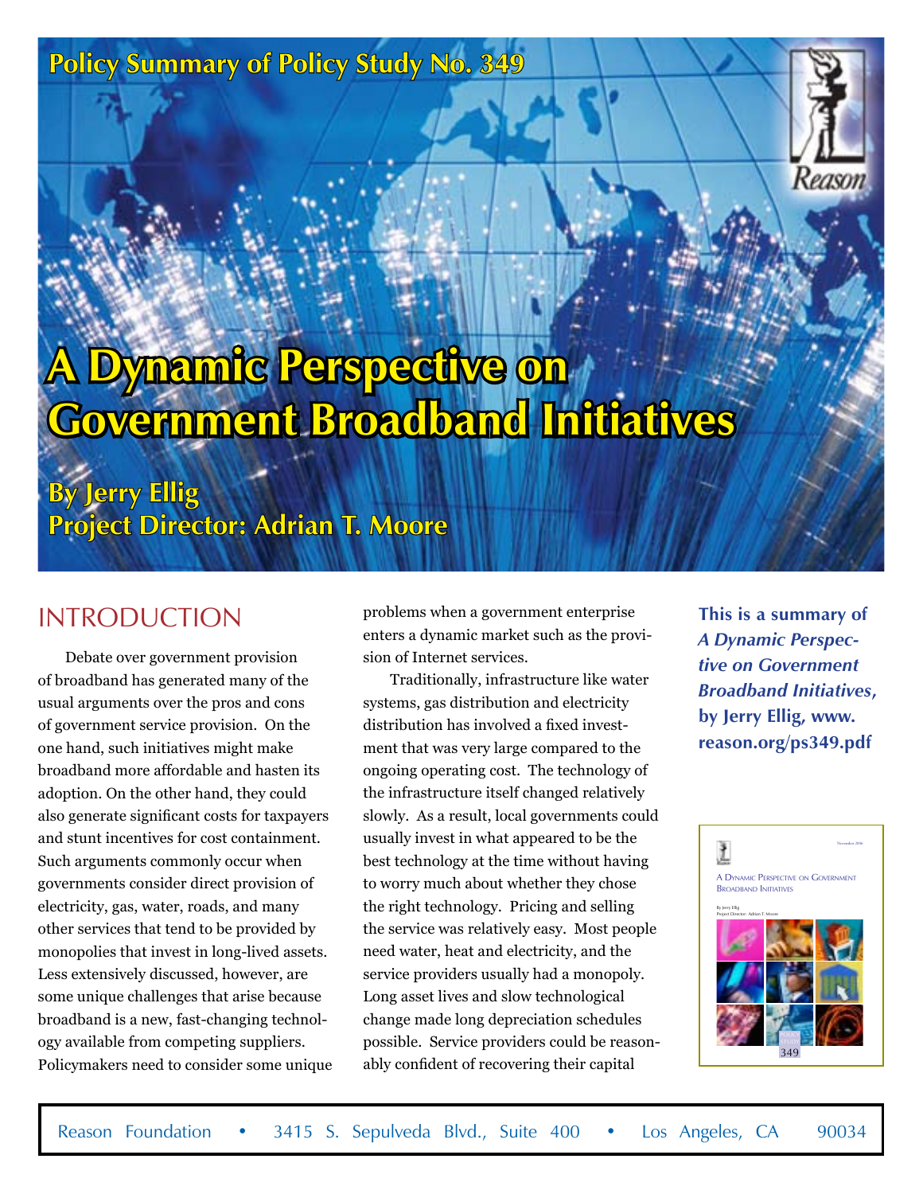Policy Summary of Policy Study No. 349

# A Dynamic Perspective on Government Broadband Initiatives

**By Jerry Ellig**
**Project Director: Adrian T. Moore**

**This is a summary of *A Dynamic Perspective on Government Broadband Initiatives*, by Jerry Ellig, www.reason.org/ps349.pdf**

## INTRODUCTION

Debate over government provision of broadband has generated many of the usual arguments over the pros and cons of government service provision. On the one hand, such initiatives might make broadband more affordable and hasten its adoption. On the other hand, they could also generate significant costs for taxpayers and stunt incentives for cost containment. Such arguments commonly occur when governments consider direct provision of electricity, gas, water, roads, and many other services that tend to be provided by monopolies that invest in long-lived assets. Less extensively discussed, however, are some unique challenges that arise because broadband is a new, fast-changing technology available from competing suppliers. Policymakers need to consider some unique problems when a government enterprise enters a dynamic market such as the provision of Internet services.

Traditionally, infrastructure like water systems, gas distribution and electricity distribution has involved a fixed investment that was very large compared to the ongoing operating cost. The technology of the infrastructure itself changed relatively slowly. As a result, local governments could usually invest in what appeared to be the best technology at the time without having to worry much about whether they chose the right technology. Pricing and selling the service was relatively easy. Most people need water, heat and electricity, and the service providers usually had a monopoly. Long asset lives and slow technological change made long depreciation schedules possible. Service providers could be reasonably confident of recovering their capital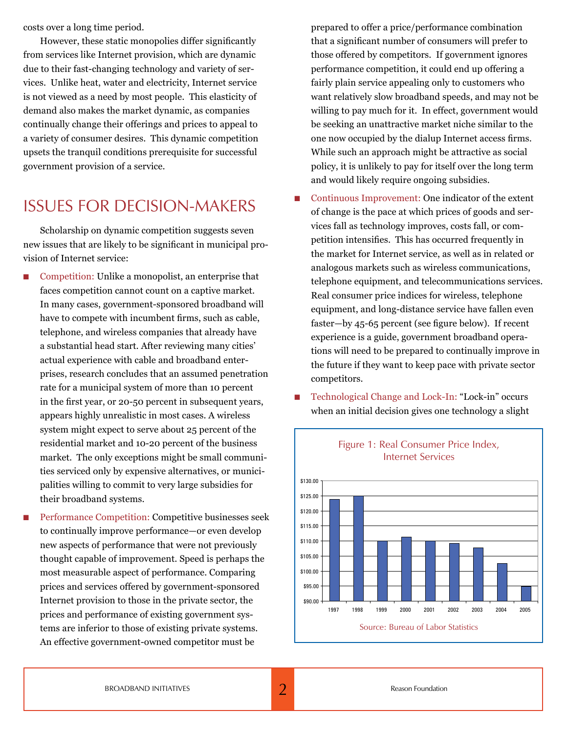costs over a long time period.

However, these static monopolies differ significantly from services like Internet provision, which are dynamic due to their fast-changing technology and variety of services. Unlike heat, water and electricity, Internet service is not viewed as a need by most people. This elasticity of demand also makes the market dynamic, as companies continually change their offerings and prices to appeal to a variety of consumer desires. This dynamic competition upsets the tranquil conditions prerequisite for successful government provision of a service.

## ISSUES FOR DECISION-MAKERS

Scholarship on dynamic competition suggests seven new issues that are likely to be significant in municipal provision of Internet service:

- Competition: Unlike a monopolist, an enterprise that faces competition cannot count on a captive market. In many cases, government-sponsored broadband will have to compete with incumbent firms, such as cable, telephone, and wireless companies that already have a substantial head start. After reviewing many cities' actual experience with cable and broadband enterprises, research concludes that an assumed penetration rate for a municipal system of more than 10 percent in the first year, or 20-50 percent in subsequent years, appears highly unrealistic in most cases. A wireless system might expect to serve about 25 percent of the residential market and 10-20 percent of the business market. The only exceptions might be small communities serviced only by expensive alternatives, or municipalities willing to commit to very large subsidies for their broadband systems.

- Performance Competition: Competitive businesses seek to continually improve performance—or even develop new aspects of performance that were not previously thought capable of improvement. Speed is perhaps the most measurable aspect of performance. Comparing prices and services offered by government-sponsored Internet provision to those in the private sector, the prices and performance of existing government systems are inferior to those of existing private systems. An effective government-owned competitor must be prepared to offer a price/performance combination that a significant number of consumers will prefer to those offered by competitors. If government ignores performance competition, it could end up offering a fairly plain service appealing only to customers who want relatively slow broadband speeds, and may not be willing to pay much for it. In effect, government would be seeking an unattractive market niche similar to the one now occupied by the dialup Internet access firms. While such an approach might be attractive as social policy, it is unlikely to pay for itself over the long term and would likely require ongoing subsidies.

- Continuous Improvement: One indicator of the extent of change is the pace at which prices of goods and services fall as technology improves, costs fall, or competition intensifies. This has occurred frequently in the market for Internet service, as well as in related or analogous markets such as wireless communications, telephone equipment, and telecommunications services. Real consumer price indices for wireless, telephone equipment, and long-distance service have fallen even faster—by 45-65 percent (see figure below). If recent experience is a guide, government broadband operations will need to be prepared to continually improve in the future if they want to keep pace with private sector competitors.

- Technological Change and Lock-In: "Lock-in" occurs when an initial decision gives one technology a slight

Figure 1: Real Consumer Price Index, Internet Services

| Year | Index |
|---|---|
| 1997 | $124 |
| 1998 | $125 |
| 1999 | $110 |
| 2000 | $111 |
| 2001 | $110 |
| 2002 | $109 |
| 2003 | $108 |
| 2004 | $103 |
| 2005 | $95 |

Source: Bureau of Labor Statistics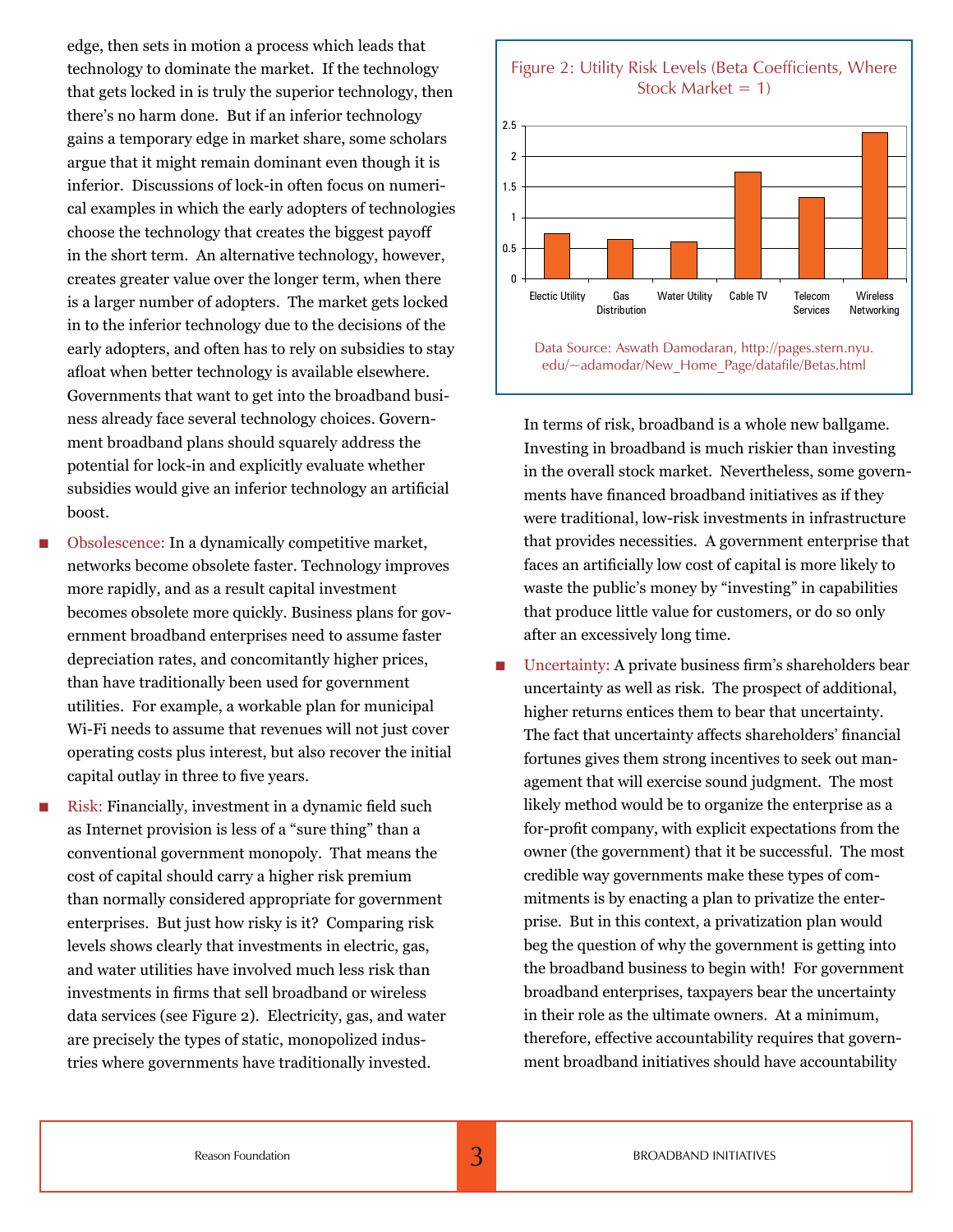edge, then sets in motion a process which leads that technology to dominate the market. If the technology that gets locked in is truly the superior technology, then there's no harm done. But if an inferior technology gains a temporary edge in market share, some scholars argue that it might remain dominant even though it is inferior. Discussions of lock-in often focus on numerical examples in which the early adopters of technologies choose the technology that creates the biggest payoff in the short term. An alternative technology, however, creates greater value over the longer term, when there is a larger number of adopters. The market gets locked in to the inferior technology due to the decisions of the early adopters, and often has to rely on subsidies to stay afloat when better technology is available elsewhere. Governments that want to get into the broadband business already face several technology choices. Government broadband plans should squarely address the potential for lock-in and explicitly evaluate whether subsidies would give an inferior technology an artificial boost.

- Obsolescence: In a dynamically competitive market, networks become obsolete faster. Technology improves more rapidly, and as a result capital investment becomes obsolete more quickly. Business plans for government broadband enterprises need to assume faster depreciation rates, and concomitantly higher prices, than have traditionally been used for government utilities. For example, a workable plan for municipal Wi-Fi needs to assume that revenues will not just cover operating costs plus interest, but also recover the initial capital outlay in three to five years.

- Risk: Financially, investment in a dynamic field such as Internet provision is less of a "sure thing" than a conventional government monopoly. That means the cost of capital should carry a higher risk premium than normally considered appropriate for government enterprises. But just how risky is it? Comparing risk levels shows clearly that investments in electric, gas, and water utilities have involved much less risk than investments in firms that sell broadband or wireless data services (see Figure 2). Electricity, gas, and water are precisely the types of static, monopolized industries where governments have traditionally invested.

**Figure 2: Utility Risk Levels (Beta Coefficients, Where Stock Market = 1)**

| Industry | Beta (approx.) |
| --- | --- |
| Electic Utility | 0.75 |
| Gas Distribution | 0.65 |
| Water Utility | 0.6 |
| Cable TV | 1.75 |
| Telecom Services | 1.33 |
| Wireless Networking | 2.4 |

Data Source: Aswath Damodaran, http://pages.stern.nyu.edu/~adamodar/New_Home_Page/datafile/Betas.html

In terms of risk, broadband is a whole new ballgame. Investing in broadband is much riskier than investing in the overall stock market. Nevertheless, some governments have financed broadband initiatives as if they were traditional, low-risk investments in infrastructure that provides necessities. A government enterprise that faces an artificially low cost of capital is more likely to waste the public's money by "investing" in capabilities that produce little value for customers, or do so only after an excessively long time.

- Uncertainty: A private business firm's shareholders bear uncertainty as well as risk. The prospect of additional, higher returns entices them to bear that uncertainty. The fact that uncertainty affects shareholders' financial fortunes gives them strong incentives to seek out management that will exercise sound judgment. The most likely method would be to organize the enterprise as a for-profit company, with explicit expectations from the owner (the government) that it be successful. The most credible way governments make these types of commitments is by enacting a plan to privatize the enterprise. But in this context, a privatization plan would beg the question of why the government is getting into the broadband business to begin with! For government broadband enterprises, taxpayers bear the uncertainty in their role as the ultimate owners. At a minimum, therefore, effective accountability requires that government broadband initiatives should have accountability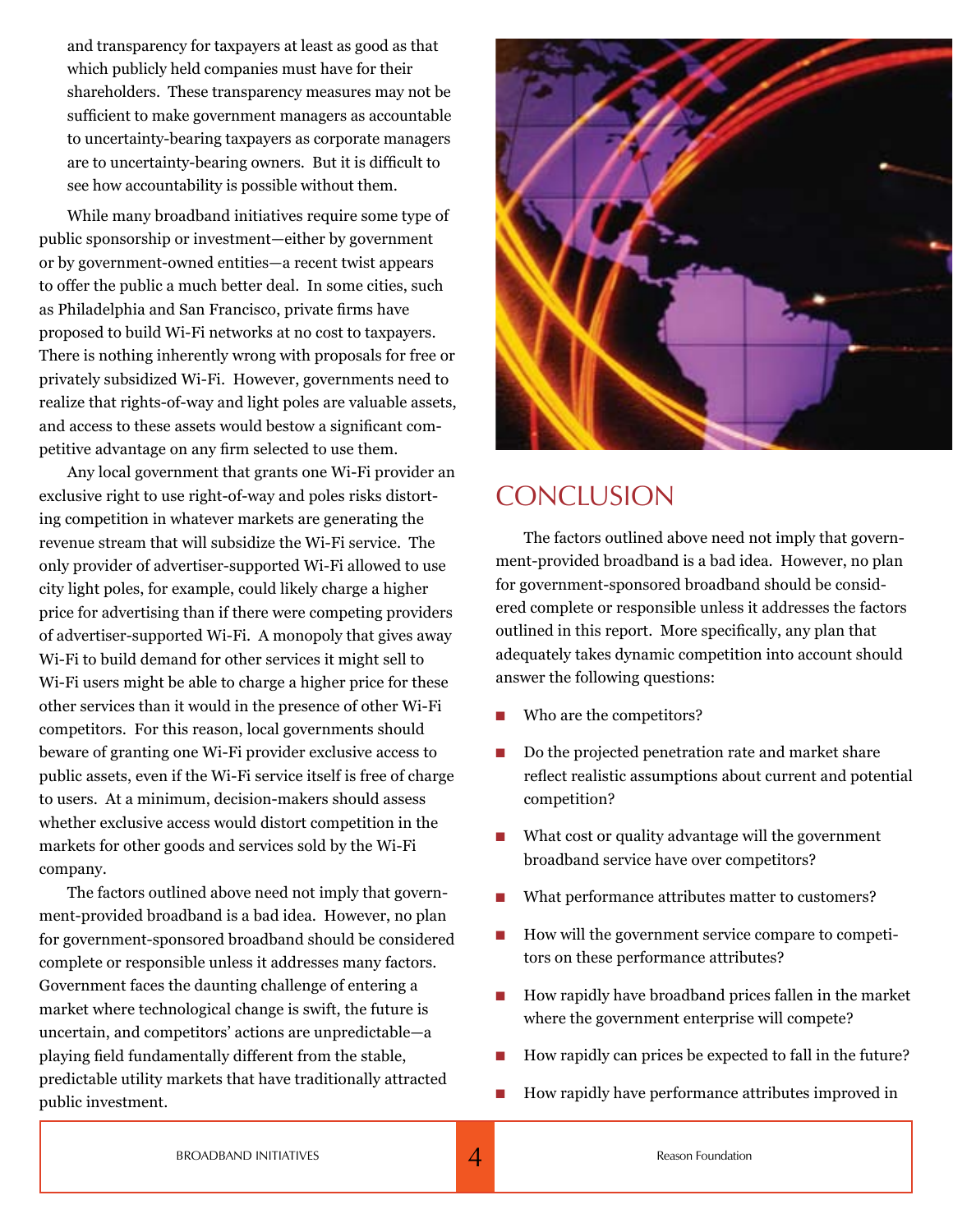and transparency for taxpayers at least as good as that which publicly held companies must have for their shareholders. These transparency measures may not be sufficient to make government managers as accountable to uncertainty-bearing taxpayers as corporate managers are to uncertainty-bearing owners. But it is difficult to see how accountability is possible without them.

While many broadband initiatives require some type of public sponsorship or investment—either by government or by government-owned entities—a recent twist appears to offer the public a much better deal. In some cities, such as Philadelphia and San Francisco, private firms have proposed to build Wi-Fi networks at no cost to taxpayers. There is nothing inherently wrong with proposals for free or privately subsidized Wi-Fi. However, governments need to realize that rights-of-way and light poles are valuable assets, and access to these assets would bestow a significant competitive advantage on any firm selected to use them.

Any local government that grants one Wi-Fi provider an exclusive right to use right-of-way and poles risks distorting competition in whatever markets are generating the revenue stream that will subsidize the Wi-Fi service. The only provider of advertiser-supported Wi-Fi allowed to use city light poles, for example, could likely charge a higher price for advertising than if there were competing providers of advertiser-supported Wi-Fi. A monopoly that gives away Wi-Fi to build demand for other services it might sell to Wi-Fi users might be able to charge a higher price for these other services than it would in the presence of other Wi-Fi competitors. For this reason, local governments should beware of granting one Wi-Fi provider exclusive access to public assets, even if the Wi-Fi service itself is free of charge to users. At a minimum, decision-makers should assess whether exclusive access would distort competition in the markets for other goods and services sold by the Wi-Fi company.

The factors outlined above need not imply that government-provided broadband is a bad idea. However, no plan for government-sponsored broadband should be considered complete or responsible unless it addresses many factors. Government faces the daunting challenge of entering a market where technological change is swift, the future is uncertain, and competitors' actions are unpredictable—a playing field fundamentally different from the stable, predictable utility markets that have traditionally attracted public investment.

## CONCLUSION

The factors outlined above need not imply that government-provided broadband is a bad idea. However, no plan for government-sponsored broadband should be considered complete or responsible unless it addresses the factors outlined in this report. More specifically, any plan that adequately takes dynamic competition into account should answer the following questions:

- Who are the competitors?
- Do the projected penetration rate and market share reflect realistic assumptions about current and potential competition?
- What cost or quality advantage will the government broadband service have over competitors?
- What performance attributes matter to customers?
- How will the government service compare to competitors on these performance attributes?
- How rapidly have broadband prices fallen in the market where the government enterprise will compete?
- How rapidly can prices be expected to fall in the future?
- How rapidly have performance attributes improved in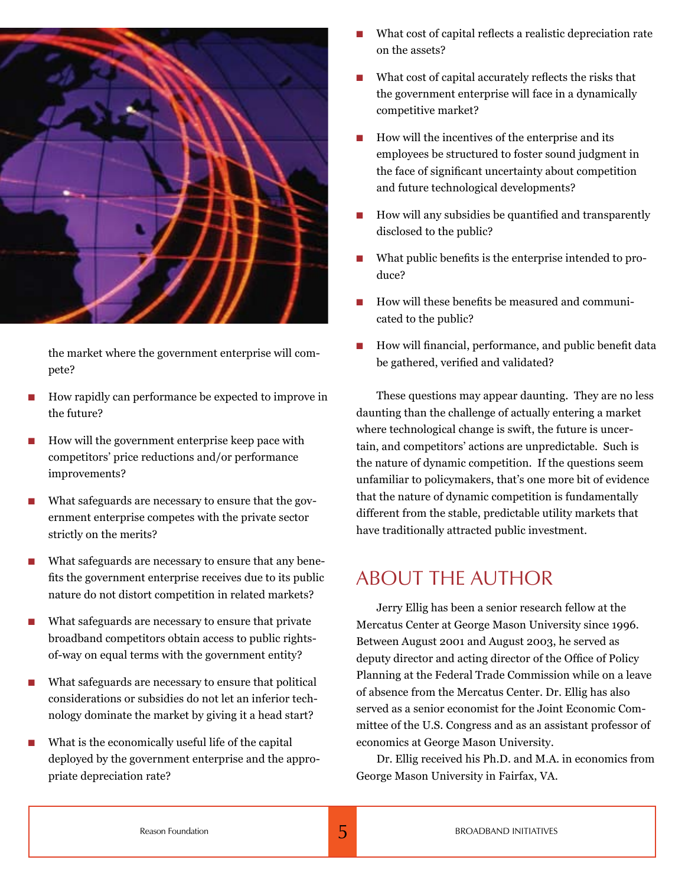the market where the government enterprise will compete?

- How rapidly can performance be expected to improve in the future?
- How will the government enterprise keep pace with competitors' price reductions and/or performance improvements?
- What safeguards are necessary to ensure that the government enterprise competes with the private sector strictly on the merits?
- What safeguards are necessary to ensure that any benefits the government enterprise receives due to its public nature do not distort competition in related markets?
- What safeguards are necessary to ensure that private broadband competitors obtain access to public rights-of-way on equal terms with the government entity?
- What safeguards are necessary to ensure that political considerations or subsidies do not let an inferior technology dominate the market by giving it a head start?
- What is the economically useful life of the capital deployed by the government enterprise and the appropriate depreciation rate?
- What cost of capital reflects a realistic depreciation rate on the assets?
- What cost of capital accurately reflects the risks that the government enterprise will face in a dynamically competitive market?
- How will the incentives of the enterprise and its employees be structured to foster sound judgment in the face of significant uncertainty about competition and future technological developments?
- How will any subsidies be quantified and transparently disclosed to the public?
- What public benefits is the enterprise intended to produce?
- How will these benefits be measured and communicated to the public?
- How will financial, performance, and public benefit data be gathered, verified and validated?

These questions may appear daunting. They are no less daunting than the challenge of actually entering a market where technological change is swift, the future is uncertain, and competitors' actions are unpredictable. Such is the nature of dynamic competition. If the questions seem unfamiliar to policymakers, that's one more bit of evidence that the nature of dynamic competition is fundamentally different from the stable, predictable utility markets that have traditionally attracted public investment.

## ABOUT THE AUTHOR

Jerry Ellig has been a senior research fellow at the Mercatus Center at George Mason University since 1996. Between August 2001 and August 2003, he served as deputy director and acting director of the Office of Policy Planning at the Federal Trade Commission while on a leave of absence from the Mercatus Center. Dr. Ellig has also served as a senior economist for the Joint Economic Committee of the U.S. Congress and as an assistant professor of economics at George Mason University.

Dr. Ellig received his Ph.D. and M.A. in economics from George Mason University in Fairfax, VA.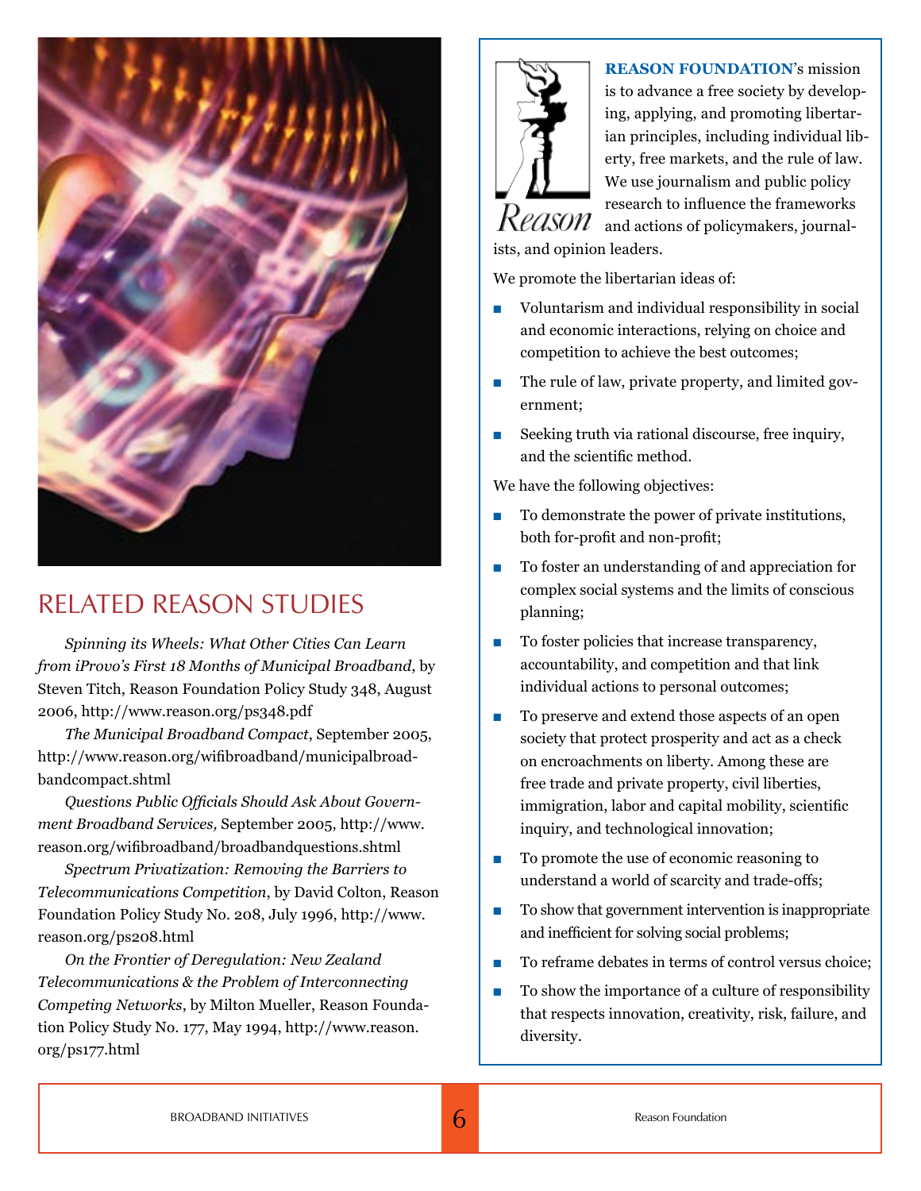## RELATED REASON STUDIES

*Spinning its Wheels: What Other Cities Can Learn from iProvo's First 18 Months of Municipal Broadband*, by Steven Titch, Reason Foundation Policy Study 348, August 2006, http://www.reason.org/ps348.pdf

*The Municipal Broadband Compact*, September 2005, http://www.reason.org/wifibroadband/municipalbroadbandcompact.shtml

*Questions Public Officials Should Ask About Government Broadband Services,* September 2005, http://www.reason.org/wifibroadband/broadbandquestions.shtml

*Spectrum Privatization: Removing the Barriers to Telecommunications Competition*, by David Colton, Reason Foundation Policy Study No. 208, July 1996, http://www.reason.org/ps208.html

*On the Frontier of Deregulation: New Zealand Telecommunications & the Problem of Interconnecting Competing Networks*, by Milton Mueller, Reason Foundation Policy Study No. 177, May 1994, http://www.reason.org/ps177.html

Reason

**REASON FOUNDATION**'s mission is to advance a free society by developing, applying, and promoting libertarian principles, including individual liberty, free markets, and the rule of law. We use journalism and public policy research to influence the frameworks and actions of policymakers, journalists, and opinion leaders.

We promote the libertarian ideas of:

- Voluntarism and individual responsibility in social and economic interactions, relying on choice and competition to achieve the best outcomes;
- The rule of law, private property, and limited government;
- Seeking truth via rational discourse, free inquiry, and the scientific method.

We have the following objectives:

- To demonstrate the power of private institutions, both for-profit and non-profit;
- To foster an understanding of and appreciation for complex social systems and the limits of conscious planning;
- To foster policies that increase transparency, accountability, and competition and that link individual actions to personal outcomes;
- To preserve and extend those aspects of an open society that protect prosperity and act as a check on encroachments on liberty. Among these are free trade and private property, civil liberties, immigration, labor and capital mobility, scientific inquiry, and technological innovation;
- To promote the use of economic reasoning to understand a world of scarcity and trade-offs;
- To show that government intervention is inappropriate and inefficient for solving social problems;
- To reframe debates in terms of control versus choice;
- To show the importance of a culture of responsibility that respects innovation, creativity, risk, failure, and diversity.